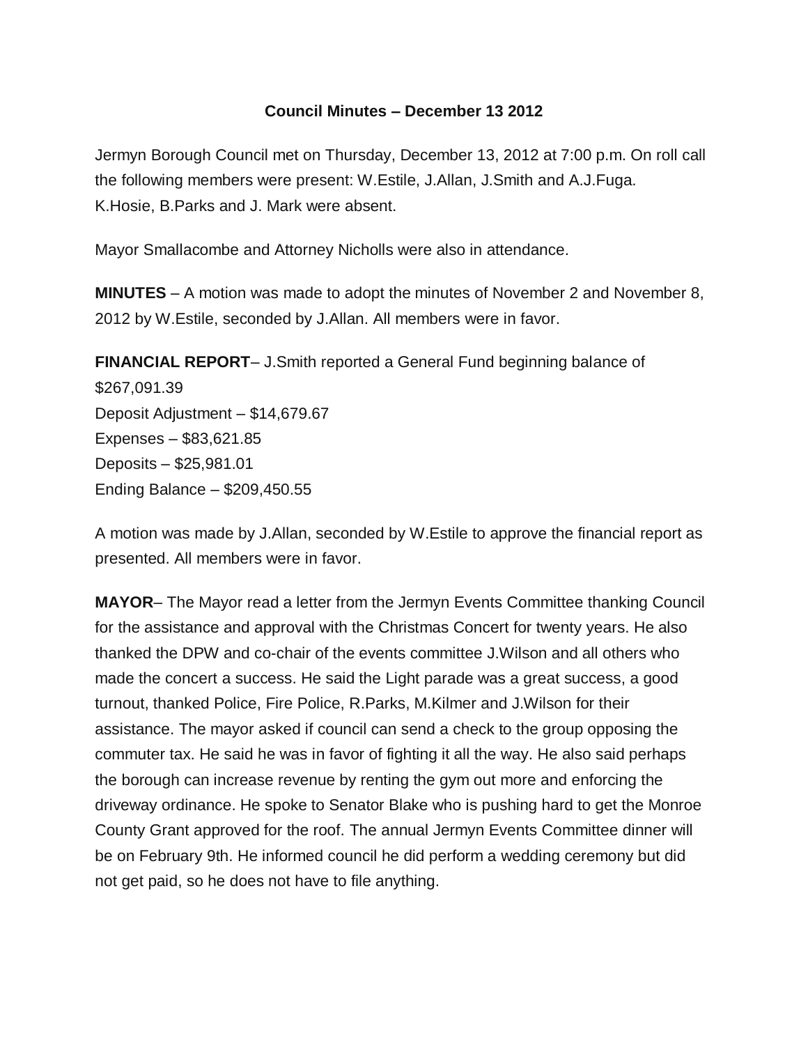# Council Minutes – December 13 2012

Jermyn Borough Council met on Thursday, December 13, 2012 at 7:00 p.m. On roll call the following members were present: W.Estile, J.Allan, J.Smith and A.J.Fuga. K.Hosie, B.Parks and J. Mark were absent.

Mayor Smallacombe and Attorney Nicholls were also in attendance.

**MINUTES** – A motion was made to adopt the minutes of November 2 and November 8, 2012 by W.Estile, seconded by J.Allan. All members were in favor.

**FINANCIAL REPORT**– J.Smith reported a General Fund beginning balance of $267,091.39
Deposit Adjustment – $14,679.67
Expenses – $83,621.85
Deposits – $25,981.01
Ending Balance – $209,450.55

A motion was made by J.Allan, seconded by W.Estile to approve the financial report as presented. All members were in favor.

**MAYOR**– The Mayor read a letter from the Jermyn Events Committee thanking Council for the assistance and approval with the Christmas Concert for twenty years. He also thanked the DPW and co-chair of the events committee J.Wilson and all others who made the concert a success. He said the Light parade was a great success, a good turnout, thanked Police, Fire Police, R.Parks, M.Kilmer and J.Wilson for their assistance. The mayor asked if council can send a check to the group opposing the commuter tax. He said he was in favor of fighting it all the way. He also said perhaps the borough can increase revenue by renting the gym out more and enforcing the driveway ordinance. He spoke to Senator Blake who is pushing hard to get the Monroe County Grant approved for the roof. The annual Jermyn Events Committee dinner will be on February 9th. He informed council he did perform a wedding ceremony but did not get paid, so he does not have to file anything.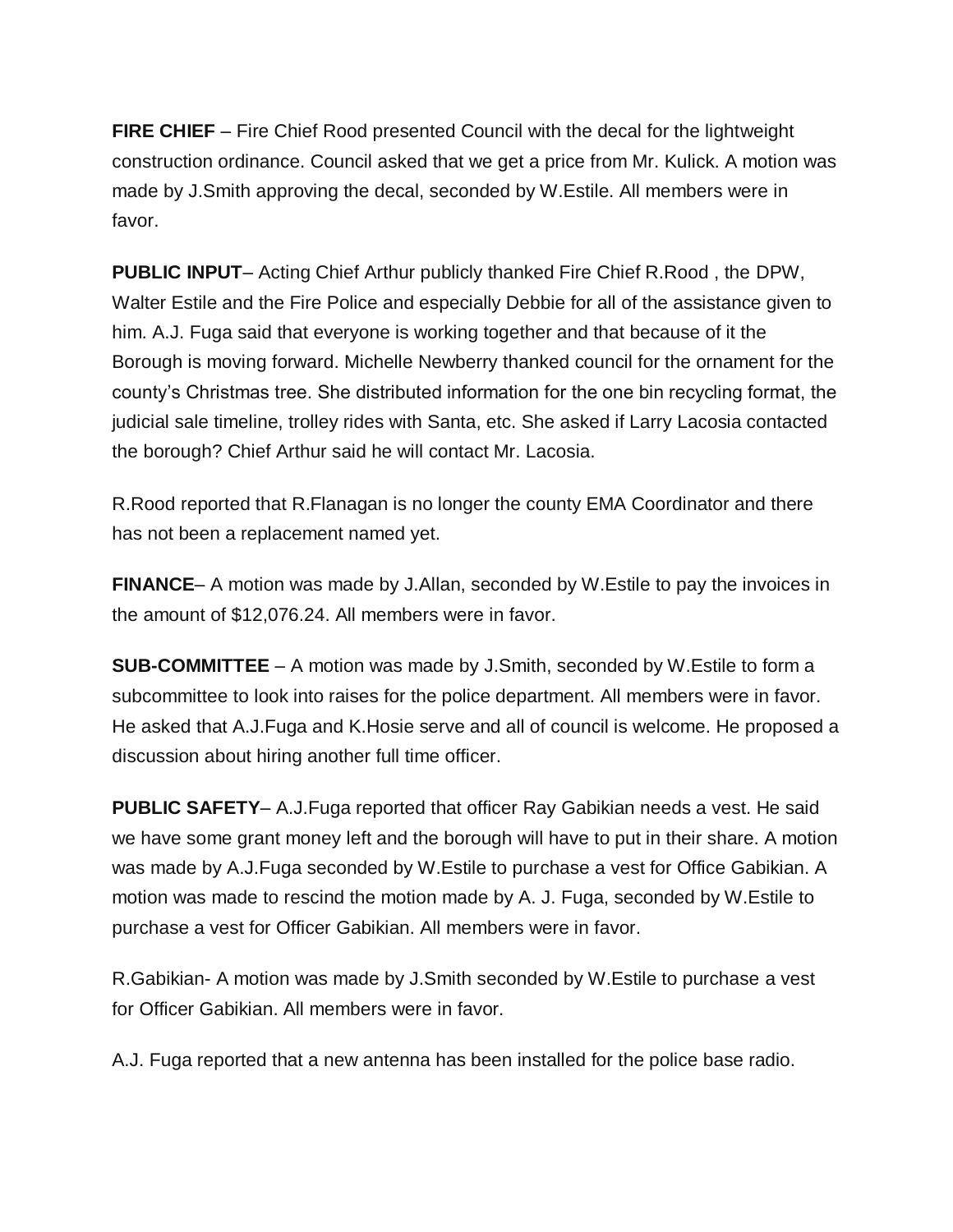**FIRE CHIEF** – Fire Chief Rood presented Council with the decal for the lightweight construction ordinance. Council asked that we get a price from Mr. Kulick. A motion was made by J.Smith approving the decal, seconded by W.Estile. All members were in favor.

**PUBLIC INPUT**– Acting Chief Arthur publicly thanked Fire Chief R.Rood , the DPW, Walter Estile and the Fire Police and especially Debbie for all of the assistance given to him. A.J. Fuga said that everyone is working together and that because of it the Borough is moving forward. Michelle Newberry thanked council for the ornament for the county's Christmas tree. She distributed information for the one bin recycling format, the judicial sale timeline, trolley rides with Santa, etc. She asked if Larry Lacosia contacted the borough? Chief Arthur said he will contact Mr. Lacosia.

R.Rood reported that R.Flanagan is no longer the county EMA Coordinator and there has not been a replacement named yet.

**FINANCE**– A motion was made by J.Allan, seconded by W.Estile to pay the invoices in the amount of $12,076.24. All members were in favor.

**SUB-COMMITTEE** – A motion was made by J.Smith, seconded by W.Estile to form a subcommittee to look into raises for the police department. All members were in favor. He asked that A.J.Fuga and K.Hosie serve and all of council is welcome. He proposed a discussion about hiring another full time officer.

**PUBLIC SAFETY**– A.J.Fuga reported that officer Ray Gabikian needs a vest. He said we have some grant money left and the borough will have to put in their share. A motion was made by A.J.Fuga seconded by W.Estile to purchase a vest for Office Gabikian. A motion was made to rescind the motion made by A. J. Fuga, seconded by W.Estile to purchase a vest for Officer Gabikian. All members were in favor.

R.Gabikian- A motion was made by J.Smith seconded by W.Estile to purchase a vest for Officer Gabikian. All members were in favor.

A.J. Fuga reported that a new antenna has been installed for the police base radio.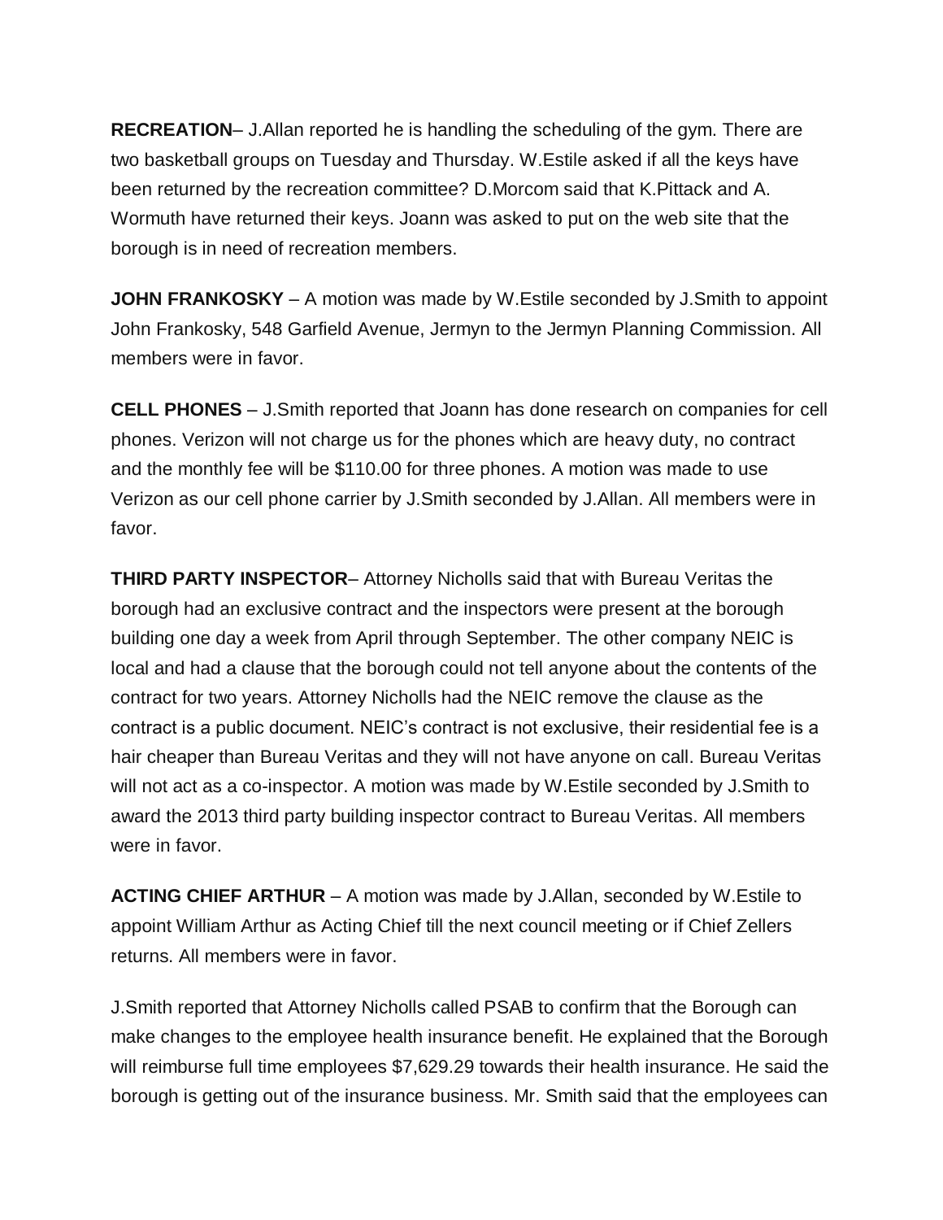**RECREATION**– J.Allan reported he is handling the scheduling of the gym. There are two basketball groups on Tuesday and Thursday. W.Estile asked if all the keys have been returned by the recreation committee? D.Morcom said that K.Pittack and A. Wormuth have returned their keys. Joann was asked to put on the web site that the borough is in need of recreation members.

**JOHN FRANKOSKY** – A motion was made by W.Estile seconded by J.Smith to appoint John Frankosky, 548 Garfield Avenue, Jermyn to the Jermyn Planning Commission. All members were in favor.

**CELL PHONES** – J.Smith reported that Joann has done research on companies for cell phones. Verizon will not charge us for the phones which are heavy duty, no contract and the monthly fee will be $110.00 for three phones. A motion was made to use Verizon as our cell phone carrier by J.Smith seconded by J.Allan. All members were in favor.

**THIRD PARTY INSPECTOR**– Attorney Nicholls said that with Bureau Veritas the borough had an exclusive contract and the inspectors were present at the borough building one day a week from April through September. The other company NEIC is local and had a clause that the borough could not tell anyone about the contents of the contract for two years. Attorney Nicholls had the NEIC remove the clause as the contract is a public document. NEIC's contract is not exclusive, their residential fee is a hair cheaper than Bureau Veritas and they will not have anyone on call. Bureau Veritas will not act as a co-inspector. A motion was made by W.Estile seconded by J.Smith to award the 2013 third party building inspector contract to Bureau Veritas. All members were in favor.

**ACTING CHIEF ARTHUR** – A motion was made by J.Allan, seconded by W.Estile to appoint William Arthur as Acting Chief till the next council meeting or if Chief Zellers returns. All members were in favor.

J.Smith reported that Attorney Nicholls called PSAB to confirm that the Borough can make changes to the employee health insurance benefit. He explained that the Borough will reimburse full time employees $7,629.29 towards their health insurance. He said the borough is getting out of the insurance business. Mr. Smith said that the employees can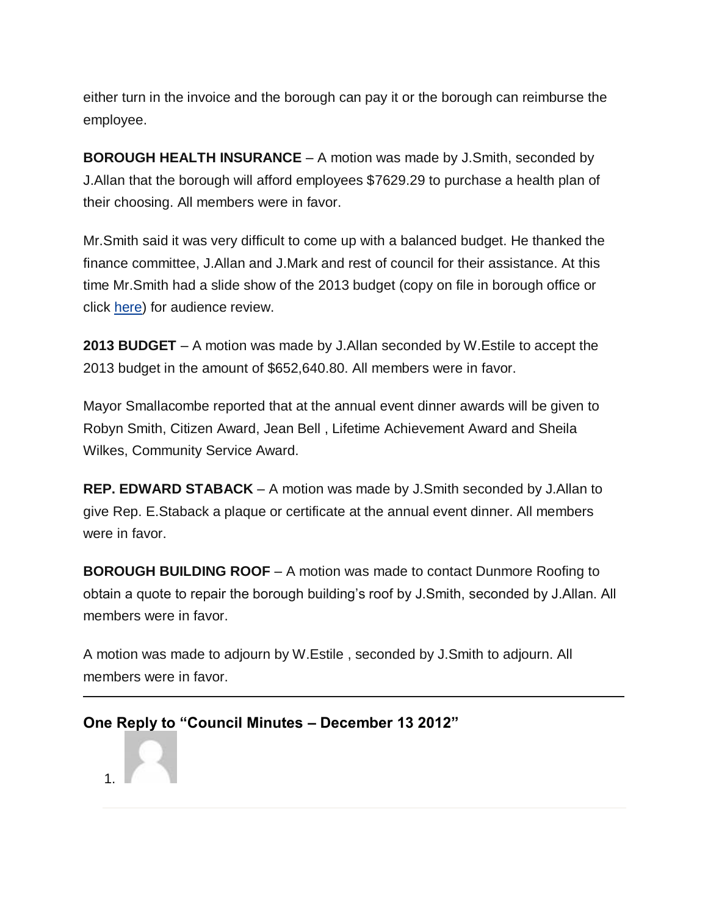either turn in the invoice and the borough can pay it or the borough can reimburse the employee.

**BOROUGH HEALTH INSURANCE** – A motion was made by J.Smith, seconded by J.Allan that the borough will afford employees $7629.29 to purchase a health plan of their choosing. All members were in favor.

Mr.Smith said it was very difficult to come up with a balanced budget. He thanked the finance committee, J.Allan and J.Mark and rest of council for their assistance. At this time Mr.Smith had a slide show of the 2013 budget (copy on file in borough office or click here) for audience review.

**2013 BUDGET** – A motion was made by J.Allan seconded by W.Estile to accept the 2013 budget in the amount of $652,640.80. All members were in favor.

Mayor Smallacombe reported that at the annual event dinner awards will be given to Robyn Smith, Citizen Award, Jean Bell , Lifetime Achievement Award and Sheila Wilkes, Community Service Award.

**REP. EDWARD STABACK** – A motion was made by J.Smith seconded by J.Allan to give Rep. E.Staback a plaque or certificate at the annual event dinner. All members were in favor.

**BOROUGH BUILDING ROOF** – A motion was made to contact Dunmore Roofing to obtain a quote to repair the borough building's roof by J.Smith, seconded by J.Allan. All members were in favor.

A motion was made to adjourn by W.Estile , seconded by J.Smith to adjourn. All members were in favor.

---

### One Reply to "Council Minutes – December 13 2012"

1.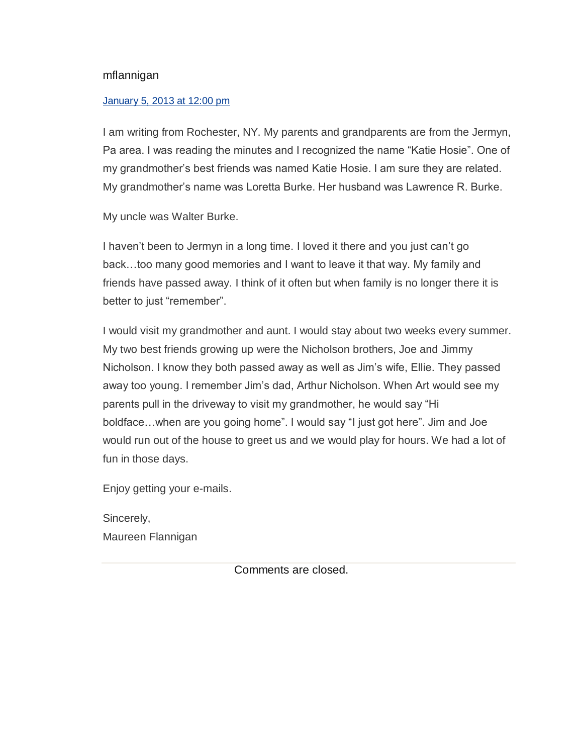mflannigan

January 5, 2013 at 12:00 pm

I am writing from Rochester, NY. My parents and grandparents are from the Jermyn, Pa area. I was reading the minutes and I recognized the name "Katie Hosie". One of my grandmother's best friends was named Katie Hosie. I am sure they are related. My grandmother's name was Loretta Burke. Her husband was Lawrence R. Burke.

My uncle was Walter Burke.

I haven't been to Jermyn in a long time. I loved it there and you just can't go back…too many good memories and I want to leave it that way. My family and friends have passed away. I think of it often but when family is no longer there it is better to just "remember".

I would visit my grandmother and aunt. I would stay about two weeks every summer. My two best friends growing up were the Nicholson brothers, Joe and Jimmy Nicholson. I know they both passed away as well as Jim's wife, Ellie. They passed away too young. I remember Jim's dad, Arthur Nicholson. When Art would see my parents pull in the driveway to visit my grandmother, he would say "Hi boldface…when are you going home". I would say "I just got here". Jim and Joe would run out of the house to greet us and we would play for hours. We had a lot of fun in those days.

Enjoy getting your e-mails.

Sincerely,
Maureen Flannigan

Comments are closed.